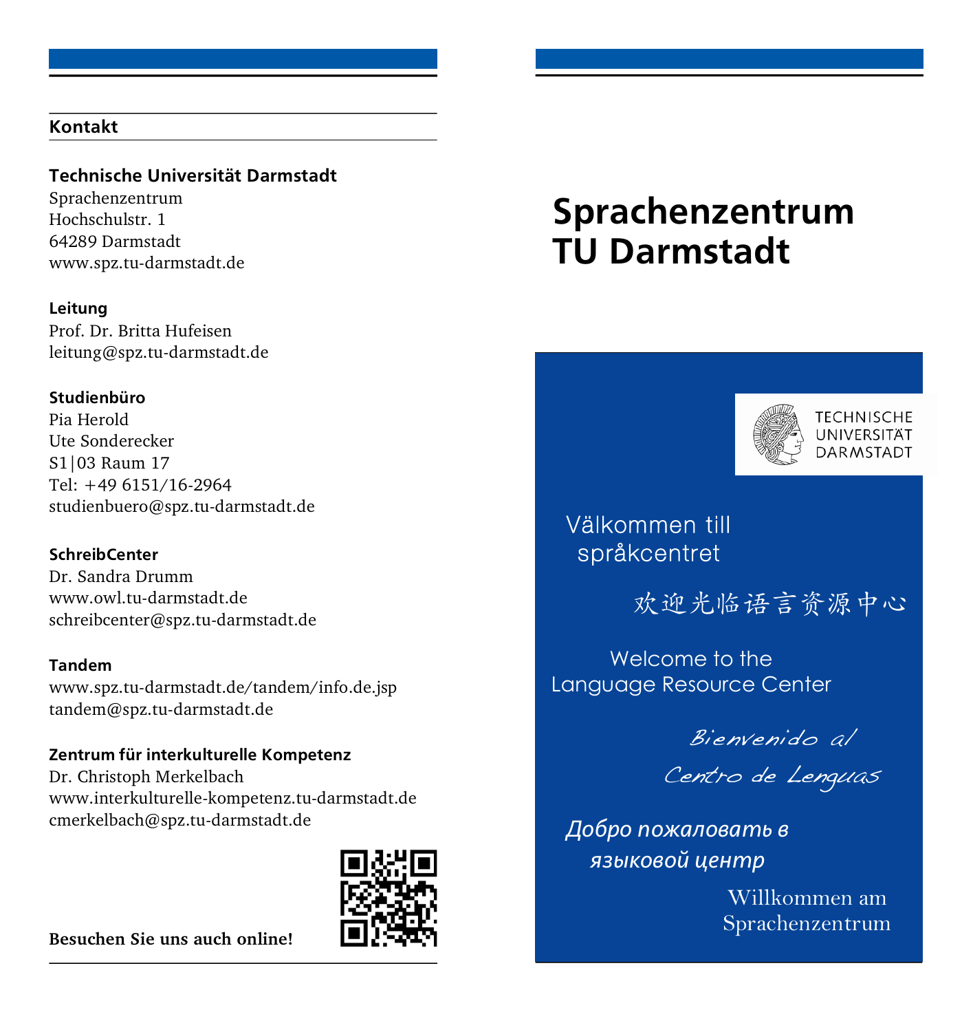## Kontakt

**Technische Universität Darmstadt**
Sprachenzentrum
Hochschulstr. 1
64289 Darmstadt
www.spz.tu-darmstadt.de

**Leitung**
Prof. Dr. Britta Hufeisen
leitung@spz.tu-darmstadt.de

**Studienbüro**
Pia Herold
Ute Sonderecker
S1|03 Raum 17
Tel: +49 6151/16-2964
studienbuero@spz.tu-darmstadt.de

**SchreibCenter**
Dr. Sandra Drumm
www.owl.tu-darmstadt.de
schreibcenter@spz.tu-darmstadt.de

**Tandem**
www.spz.tu-darmstadt.de/tandem/info.de.jsp
tandem@spz.tu-darmstadt.de

**Zentrum für interkulturelle Kompetenz**
Dr. Christoph Merkelbach
www.interkulturelle-kompetenz.tu-darmstadt.de
cmerkelbach@spz.tu-darmstadt.de

**Besuchen Sie uns auch online!**

# Sprachenzentrum TU Darmstadt

TECHNISCHE UNIVERSITÄT DARMSTADT

Välkommen till språkcentret

欢迎光临语言资源中心

Welcome to the Language Resource Center

*Bienvenido al Centro de Lenguas*

*Добро пожаловать в языковой центр*

Willkommen am Sprachenzentrum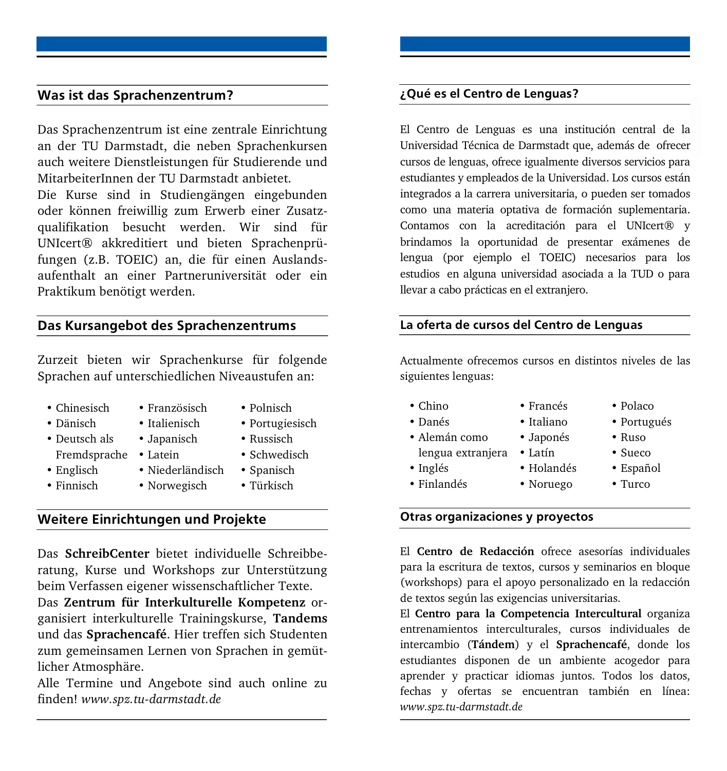## Was ist das Sprachenzentrum?

Das Sprachenzentrum ist eine zentrale Einrichtung an der TU Darmstadt, die neben Sprachenkursen auch weitere Dienstleistungen für Studierende und MitarbeiterInnen der TU Darmstadt anbietet.
Die Kurse sind in Studiengängen eingebunden oder können freiwillig zum Erwerb einer Zusatzqualifikation besucht werden. Wir sind für UNIcert® akkreditiert und bieten Sprachenprüfungen (z.B. TOEIC) an, die für einen Auslandsaufenthalt an einer Partneruniversität oder ein Praktikum benötigt werden.

## Das Kursangebot des Sprachenzentrums

Zurzeit bieten wir Sprachenkurse für folgende Sprachen auf unterschiedlichen Niveaustufen an:

- Chinesisch
- Dänisch
- Deutsch als Fremdsprache
- Englisch
- Finnisch
- Französisch
- Italienisch
- Japanisch
- Latein
- Niederländisch
- Norwegisch
- Polnisch
- Portugiesisch
- Russisch
- Schwedisch
- Spanisch
- Türkisch

## Weitere Einrichtungen und Projekte

Das **SchreibCenter** bietet individuelle Schreibberatung, Kurse und Workshops zur Unterstützung beim Verfassen eigener wissenschaftlicher Texte.
Das **Zentrum für Interkulturelle Kompetenz** organisiert interkulturelle Trainingskurse, **Tandems** und das **Sprachencafé**. Hier treffen sich Studenten zum gemeinsamen Lernen von Sprachen in gemütlicher Atmosphäre.
Alle Termine und Angebote sind auch online zu finden! *www.spz.tu-darmstadt.de*

## ¿Qué es el Centro de Lenguas?

El Centro de Lenguas es una institución central de la Universidad Técnica de Darmstadt que, además de ofrecer cursos de lenguas, ofrece igualmente diversos servicios para estudiantes y empleados de la Universidad. Los cursos están integrados a la carrera universitaria, o pueden ser tomados como una materia optativa de formación suplementaria. Contamos con la acreditación para el UNIcert® y brindamos la oportunidad de presentar exámenes de lengua (por ejemplo el TOEIC) necesarios para los estudios en alguna universidad asociada a la TUD o para llevar a cabo prácticas en el extranjero.

## La oferta de cursos del Centro de Lenguas

Actualmente ofrecemos cursos en distintos niveles de las siguientes lenguas:

- Chino
- Danés
- Alemán como lengua extranjera
- Inglés
- Finlandés
- Francés
- Italiano
- Japonés
- Latín
- Holandés
- Noruego
- Polaco
- Portugués
- Ruso
- Sueco
- Español
- Turco

## Otras organizaciones y proyectos

El **Centro de Redacción** ofrece asesorías individuales para la escritura de textos, cursos y seminarios en bloque (workshops) para el apoyo personalizado en la redacción de textos según las exigencias universitarias.
El **Centro para la Competencia Intercultural** organiza entrenamientos interculturales, cursos individuales de intercambio (**Tándem**) y el **Sprachencafé**, donde los estudiantes disponen de un ambiente acogedor para aprender y practicar idiomas juntos. Todos los datos, fechas y ofertas se encuentran también en línea: *www.spz.tu-darmstadt.de*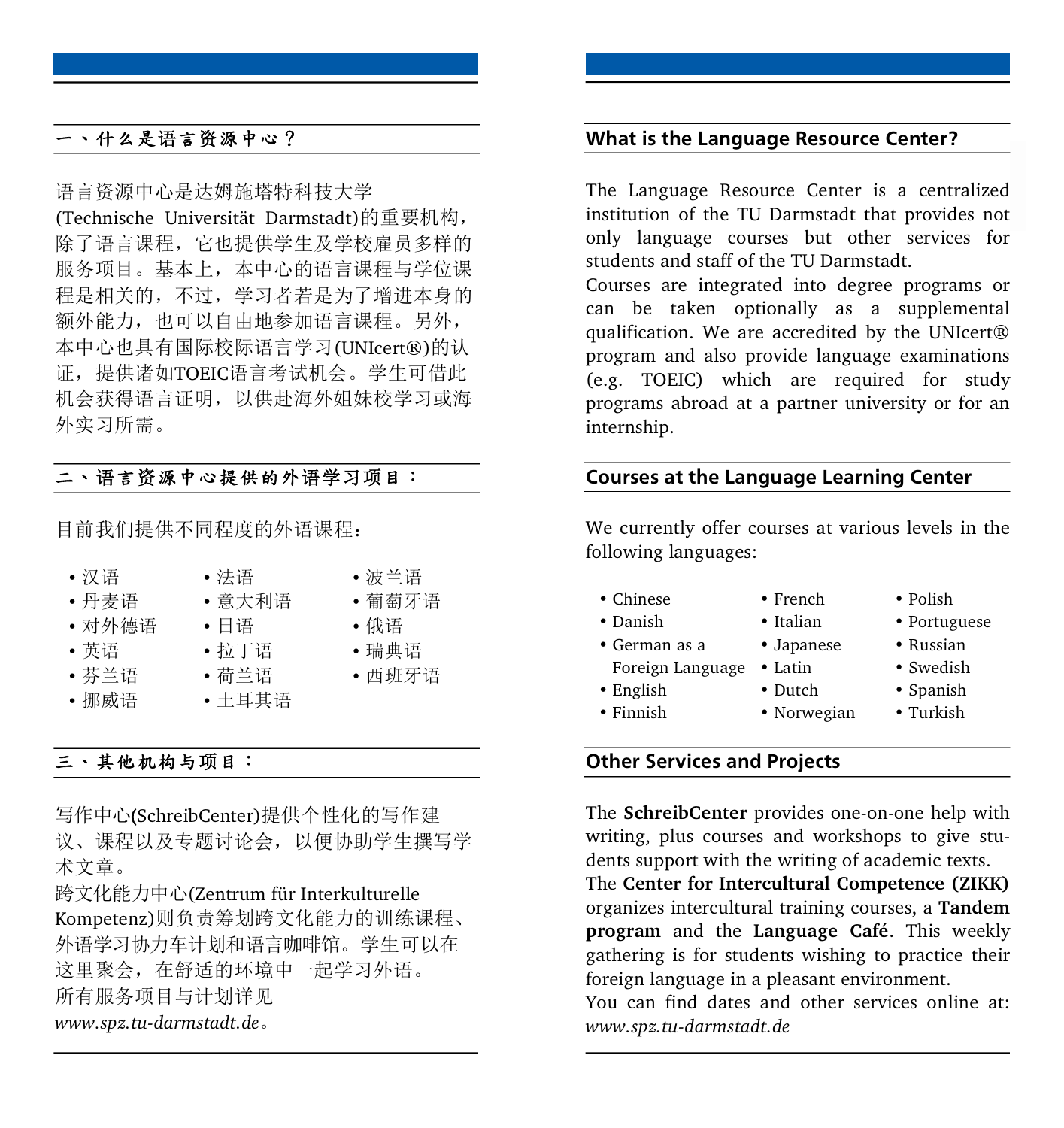## 一、什么是语言资源中心？

语言资源中心是达姆施塔特科技大学(Technische Universität Darmstadt)的重要机构，除了语言课程，它也提供学生及学校雇员多样的服务项目。基本上，本中心的语言课程与学位课程是相关的，不过，学习者若是为了增进本身的额外能力，也可以自由地参加语言课程。另外，本中心也具有国际校际语言学习(UNIcert®)的认证，提供诸如TOEIC语言考试机会。学生可借此机会获得语言证明，以供赴海外姐妹校学习或海外实习所需。

## 二、语言资源中心提供的外语学习项目：

目前我们提供不同程度的外语课程：

- 汉语
- 丹麦语
- 对外德语
- 英语
- 芬兰语
- 挪威语
- 法语
- 意大利语
- 日语
- 拉丁语
- 荷兰语
- 土耳其语
- 波兰语
- 葡萄牙语
- 俄语
- 瑞典语
- 西班牙语

## 三、其他机构与项目：

写作中心(SchreibCenter)提供个性化的写作建议、课程以及专题讨论会，以便协助学生撰写学术文章。
跨文化能力中心(Zentrum für Interkulturelle Kompetenz)则负责筹划跨文化能力的训练课程、外语学习协力车计划和语言咖啡馆。学生可以在这里聚会，在舒适的环境中一起学习外语。
所有服务项目与计划详见 *www.spz.tu-darmstadt.de*。

## What is the Language Resource Center?

The Language Resource Center is a centralized institution of the TU Darmstadt that provides not only language courses but other services for students and staff of the TU Darmstadt.
Courses are integrated into degree programs or can be taken optionally as a supplemental qualification. We are accredited by the UNIcert® program and also provide language examinations (e.g. TOEIC) which are required for study programs abroad at a partner university or for an internship.

## Courses at the Language Learning Center

We currently offer courses at various levels in the following languages:

- Chinese
- Danish
- German as a Foreign Language
- English
- Finnish
- French
- Italian
- Japanese
- Latin
- Dutch
- Norwegian
- Polish
- Portuguese
- Russian
- Swedish
- Spanish
- Turkish

## Other Services and Projects

The **SchreibCenter** provides one-on-one help with writing, plus courses and workshops to give students support with the writing of academic texts.
The **Center for Intercultural Competence (ZIKK)** organizes intercultural training courses, a **Tandem program** and the **Language Café**. This weekly gathering is for students wishing to practice their foreign language in a pleasant environment.
You can find dates and other services online at: *www.spz.tu-darmstadt.de*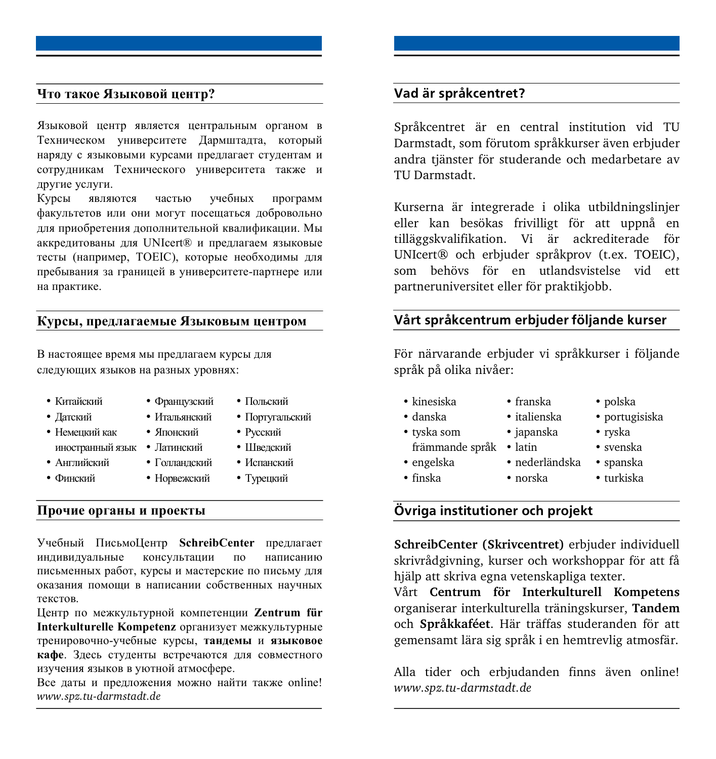## Что такое Языковой центр?

Языковой центр является центральным органом в Техническом университете Дармштадта, который наряду с языковыми курсами предлагает студентам и сотрудникам Технического университета также и другие услуги.

Курсы являются частью учебных программ факультетов или они могут посещаться добровольно для приобретения дополнительной квалификации. Мы аккредитованы для UNIcert® и предлагаем языковые тесты (например, TOEIC), которые необходимы для пребывания за границей в университете-партнере или на практике.

## Курсы, предлагаемые Языковым центром

В настоящее время мы предлагаем курсы для следующих языков на разных уровнях:

- Китайский
- Датский
- Немецкий как иностранный язык
- Английский
- Финский
- Французский
- Итальянский
- Японский
- Латинский
- Голландский
- Норвежский
- Польский
- Португальский
- Русский
- Шведский
- Испанский
- Турецкий

## Прочие органы и проекты

Учебный ПисьмоЦентр **SchreibCenter** предлагает индивидуальные консультации по написанию письменных работ, курсы и мастерские по письму для оказания помощи в написании собственных научных текстов.

Центр по межкультурной компетенции **Zentrum für Interkulturelle Kompetenz** организует межкультурные тренировочно-учебные курсы, **тандемы** и **языковое кафе**. Здесь студенты встречаются для совместного изучения языков в уютной атмосфере.

Все даты и предложения можно найти также online! *www.spz.tu-darmstadt.de*

## Vad är språkcentret?

Språkcentret är en central institution vid TU Darmstadt, som förutom språkkurser även erbjuder andra tjänster för studerande och medarbetare av TU Darmstadt.

Kurserna är integrerade i olika utbildningslinjer eller kan besökas frivilligt för att uppnå en tilläggskvalifikation. Vi är ackrediterade för UNIcert® och erbjuder språkprov (t.ex. TOEIC), som behövs för en utlandsvistelse vid ett partneruniversitet eller för praktikjobb.

## Vårt språkcentrum erbjuder följande kurser

För närvarande erbjuder vi språkkurser i följande språk på olika nivåer:

- kinesiska
- danska
- tyska som främmande språk
- engelska
- finska
- franska
- italienska
- japanska
- latin
- nederländska
- norska
- polska
- portugisiska
- ryska
- svenska
- spanska
- turkiska

## Övriga institutioner och projekt

**SchreibCenter (Skrivcentret)** erbjuder individuell skrivrådgivning, kurser och workshoppar för att få hjälp att skriva egna vetenskapliga texter.

Vårt **Centrum för Interkulturell Kompetens** organiserar interkulturella träningskurser, **Tandem** och **Språkkaféet**. Här träffas studeranden för att gemensamt lära sig språk i en hemtrevlig atmosfär.

Alla tider och erbjudanden finns även online! *www.spz.tu-darmstadt.de*